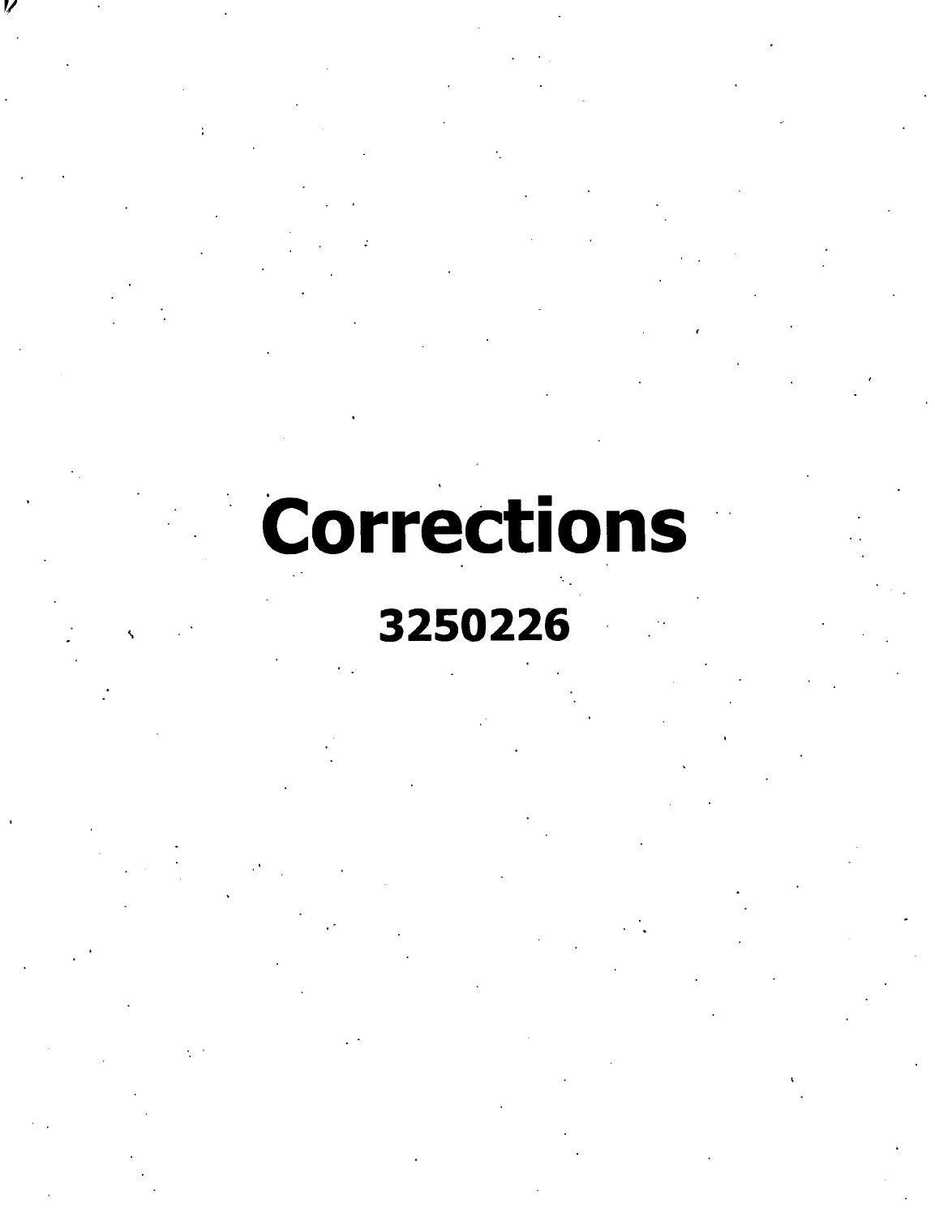# Corrections

**3250226**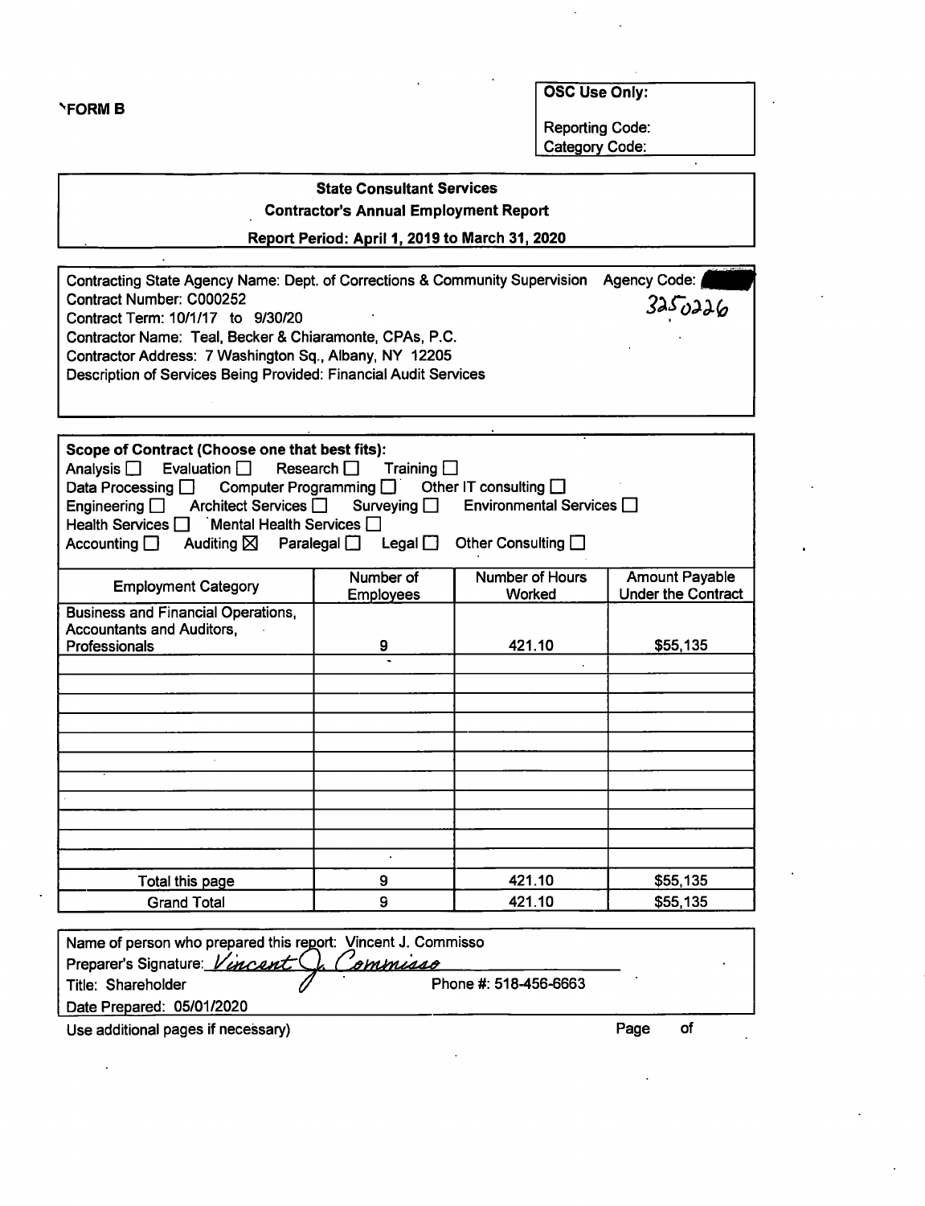**FORM B**

| OSC Use Only: |
|---|
| Reporting Code: |
| Category Code: |

## State Consultant Services
### Contractor's Annual Employment Report
**Report Period: April 1, 2019 to March 31, 2020**

Contracting State Agency Name: Dept. of Corrections & Community Supervision Agency Code: 3250226
Contract Number: C000252
Contract Term: 10/1/17 to 9/30/20
Contractor Name: Teal, Becker & Chiaramonte, CPAs, P.C.
Contractor Address: 7 Washington Sq., Albany, NY 12205
Description of Services Being Provided: Financial Audit Services

**Scope of Contract (Choose one that best fits):**
Analysis ☐ Evaluation ☐ Research ☐ Training ☐
Data Processing ☐ Computer Programming ☐ Other IT consulting ☐
Engineering ☐ Architect Services ☐ Surveying ☐ Environmental Services ☐
Health Services ☐ Mental Health Services ☐
Accounting ☐ Auditing ☒ Paralegal ☐ Legal ☐ Other Consulting ☐

| Employment Category | Number of Employees | Number of Hours Worked | Amount Payable Under the Contract |
|---|---|---|---|
| Business and Financial Operations, Accountants and Auditors, Professionals | 9 | 421.10 | $55,135 |
| | | | |
| | | | |
| | | | |
| | | | |
| | | | |
| | | | |
| | | | |
| | | | |
| | | | |
| | | | |
| | | | |
| Total this page | 9 | 421.10 | $55,135 |
| Grand Total | 9 | 421.10 | $55,135 |

Name of person who prepared this report: Vincent J. Commisso
Preparer's Signature: *Vincent J. Commisso*
Title: Shareholder Phone #: 518-456-6663
Date Prepared: 05/01/2020

Use additional pages if necessary) Page of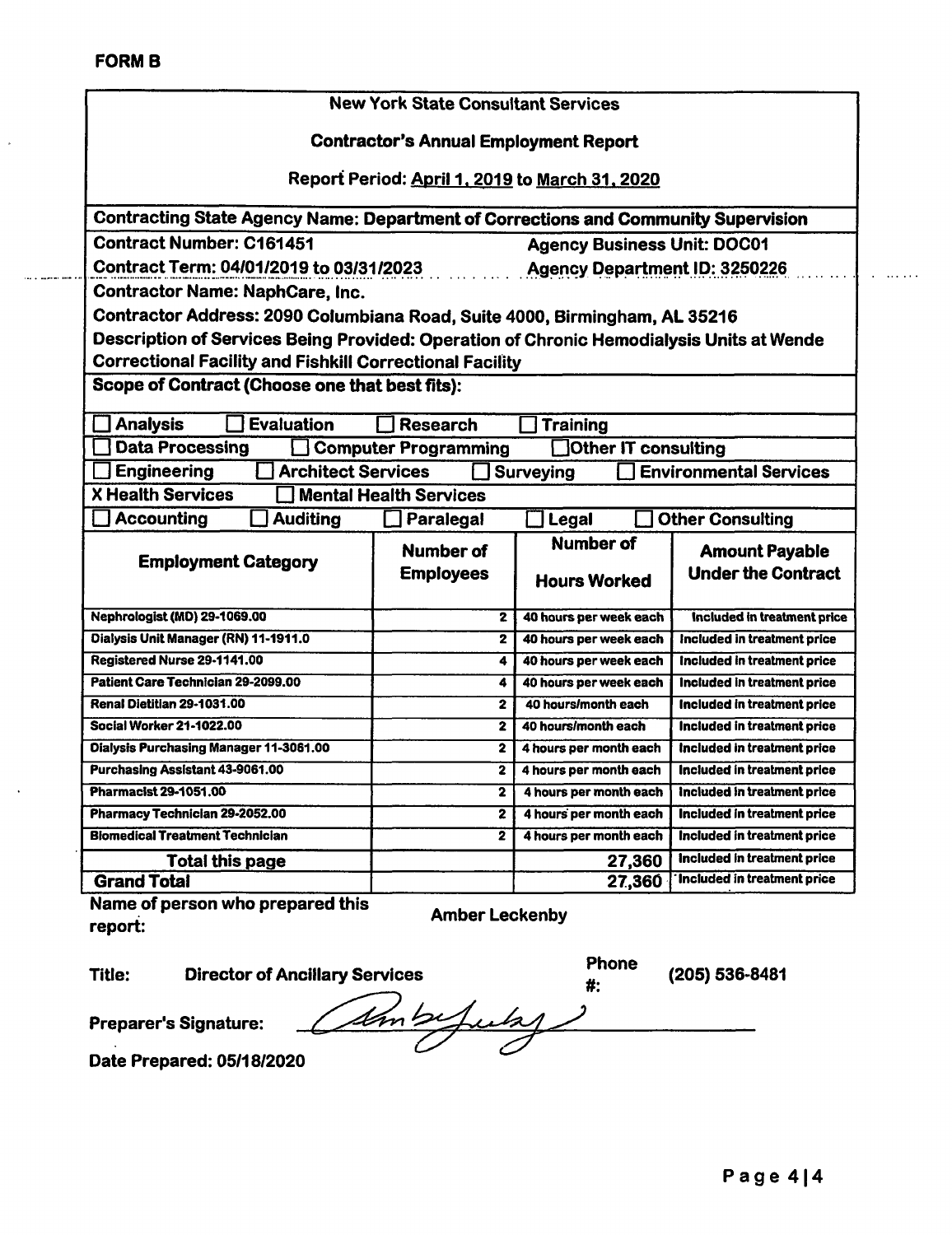**FORM B**

**New York State Consultant Services**

**Contractor's Annual Employment Report**

**Report Period: April 1, 2019 to March 31, 2020**

**Contracting State Agency Name: Department of Corrections and Community Supervision**

**Contract Number: C161451** | **Agency Business Unit: DOC01**

**Contract Term: 04/01/2019 to 03/31/2023** | **Agency Department ID: 3250226**

**Contractor Name: NaphCare, Inc.**

**Contractor Address: 2090 Columbiana Road, Suite 4000, Birmingham, AL 35216**

**Description of Services Being Provided: Operation of Chronic Hemodialysis Units at Wende Correctional Facility and Fishkill Correctional Facility**

**Scope of Contract (Choose one that best fits):**

☐ Analysis ☐ Evaluation ☐ Research ☐ Training

☐ Data Processing ☐ Computer Programming ☐ Other IT consulting

☐ Engineering ☐ Architect Services ☐ Surveying ☐ Environmental Services

X Health Services ☐ Mental Health Services

☐ Accounting ☐ Auditing ☐ Paralegal ☐ Legal ☐ Other Consulting

| Employment Category | Number of Employees | Number of Hours Worked | Amount Payable Under the Contract |
|---|---|---|---|
| Nephrologist (MD) 29-1069.00 | 2 | 40 hours per week each | Included in treatment price |
| Dialysis Unit Manager (RN) 11-1911.0 | 2 | 40 hours per week each | Included in treatment price |
| Registered Nurse 29-1141.00 | 4 | 40 hours per week each | Included in treatment price |
| Patient Care Technician 29-2099.00 | 4 | 40 hours per week each | Included in treatment price |
| Renal Dietitian 29-1031.00 | 2 | 40 hours/month each | Included in treatment price |
| Social Worker 21-1022.00 | 2 | 40 hours/month each | Included in treatment price |
| Dialysis Purchasing Manager 11-3061.00 | 2 | 4 hours per month each | Included in treatment price |
| Purchasing Assistant 43-9061.00 | 2 | 4 hours per month each | Included in treatment price |
| Pharmacist 29-1051.00 | 2 | 4 hours per month each | Included in treatment price |
| Pharmacy Technician 29-2052.00 | 2 | 4 hours per month each | Included in treatment price |
| Biomedical Treatment Technician | 2 | 4 hours per month each | Included in treatment price |
| **Total this page** | | 27,360 | Included in treatment price |
| **Grand Total** | | 27,360 | Included in treatment price |

**Name of person who prepared this report:** Amber Leckenby

**Title:** Director of Ancillary Services **Phone #:** (205) 536-8481

**Preparer's Signature:** [signature]

**Date Prepared: 05/18/2020**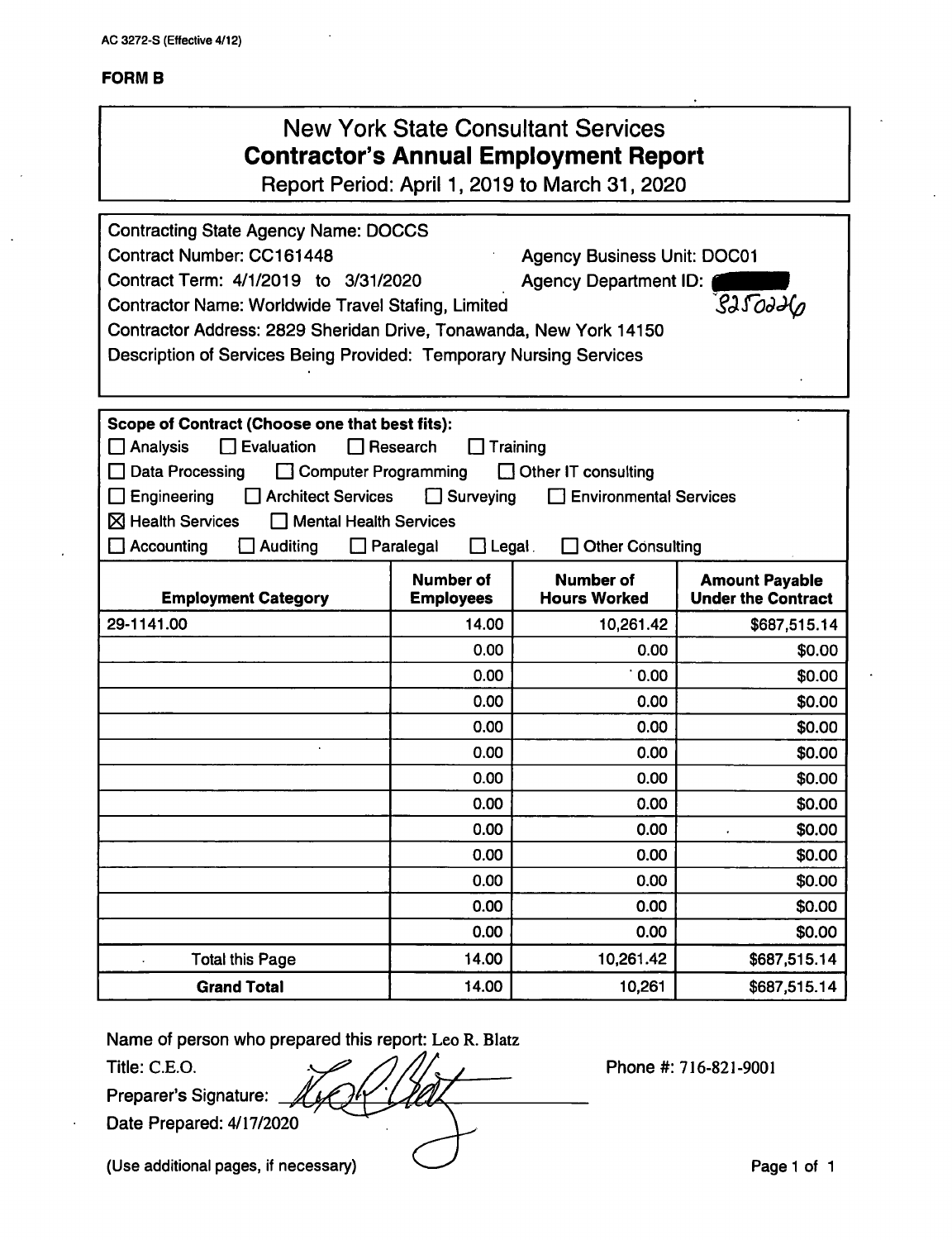AC 3272-S (Effective 4/12)

**FORM B**

# New York State Consultant Services
## Contractor's Annual Employment Report
Report Period: April 1, 2019 to March 31, 2020

Contracting State Agency Name: DOCCS
Contract Number: CC161448 | Agency Business Unit: DOC01
Contract Term: 4/1/2019 to 3/31/2020 | Agency Department ID: [redacted] 8250226
Contractor Name: Worldwide Travel Stafing, Limited
Contractor Address: 2829 Sheridan Drive, Tonawanda, New York 14150
Description of Services Being Provided: Temporary Nursing Services

**Scope of Contract (Choose one that best fits):**

☐ Analysis ☐ Evaluation ☐ Research ☐ Training
☐ Data Processing ☐ Computer Programming ☐ Other IT consulting
☐ Engineering ☐ Architect Services ☐ Surveying ☐ Environmental Services
☒ Health Services ☐ Mental Health Services
☐ Accounting ☐ Auditing ☐ Paralegal ☐ Legal ☐ Other Consulting

| Employment Category | Number of Employees | Number of Hours Worked | Amount Payable Under the Contract |
|---|---|---|---|
| 29-1141.00 | 14.00 | 10,261.42 | $687,515.14 |
| | 0.00 | 0.00 | $0.00 |
| | 0.00 | 0.00 | $0.00 |
| | 0.00 | 0.00 | $0.00 |
| | 0.00 | 0.00 | $0.00 |
| | 0.00 | 0.00 | $0.00 |
| | 0.00 | 0.00 | $0.00 |
| | 0.00 | 0.00 | $0.00 |
| | 0.00 | 0.00 | $0.00 |
| | 0.00 | 0.00 | $0.00 |
| | 0.00 | 0.00 | $0.00 |
| | 0.00 | 0.00 | $0.00 |
| | 0.00 | 0.00 | $0.00 |
| Total this Page | 14.00 | 10,261.42 | $687,515.14 |
| **Grand Total** | 14.00 | 10,261 | $687,515.14 |

Name of person who prepared this report: Leo R. Blatz
Title: C.E.O. | Phone #: 716-821-9001
Preparer's Signature: [signature]
Date Prepared: 4/17/2020

(Use additional pages, if necessary)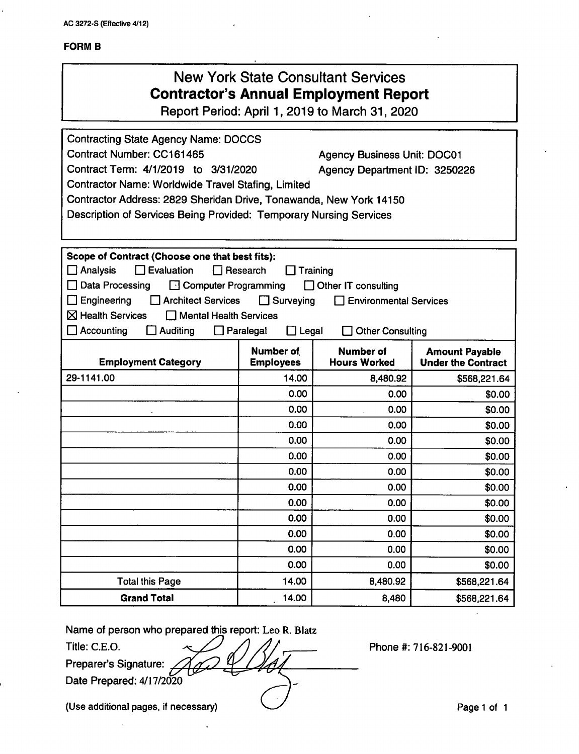AC 3272-S (Effective 4/12)

**FORM B**

# New York State Consultant Services
## Contractor's Annual Employment Report
Report Period: April 1, 2019 to March 31, 2020

Contracting State Agency Name: DOCCS
Contract Number: CC161465 Agency Business Unit: DOC01
Contract Term: 4/1/2019 to 3/31/2020 Agency Department ID: 3250226
Contractor Name: Worldwide Travel Stafing, Limited
Contractor Address: 2829 Sheridan Drive, Tonawanda, New York 14150
Description of Services Being Provided: Temporary Nursing Services

**Scope of Contract (Choose one that best fits):**

☐ Analysis ☐ Evaluation ☐ Research ☐ Training
☐ Data Processing ☐ Computer Programming ☐ Other IT consulting
☐ Engineering ☐ Architect Services ☐ Surveying ☐ Environmental Services
☒ Health Services ☐ Mental Health Services
☐ Accounting ☐ Auditing ☐ Paralegal ☐ Legal ☐ Other Consulting

| Employment Category | Number of Employees | Number of Hours Worked | Amount Payable Under the Contract |
|---|---|---|---|
| 29-1141.00 | 14.00 | 8,480.92 | $568,221.64 |
| | 0.00 | 0.00 | $0.00 |
| | 0.00 | 0.00 | $0.00 |
| | 0.00 | 0.00 | $0.00 |
| | 0.00 | 0.00 | $0.00 |
| | 0.00 | 0.00 | $0.00 |
| | 0.00 | 0.00 | $0.00 |
| | 0.00 | 0.00 | $0.00 |
| | 0.00 | 0.00 | $0.00 |
| | 0.00 | 0.00 | $0.00 |
| | 0.00 | 0.00 | $0.00 |
| | 0.00 | 0.00 | $0.00 |
| | 0.00 | 0.00 | $0.00 |
| Total this Page | 14.00 | 8,480.92 | $568,221.64 |
| **Grand Total** | 14.00 | 8,480 | $568,221.64 |

Name of person who prepared this report: Leo R. Blatz
Title: C.E.O. Phone #: 716-821-9001
Preparer's Signature:
Date Prepared: 4/17/2020

(Use additional pages, if necessary)